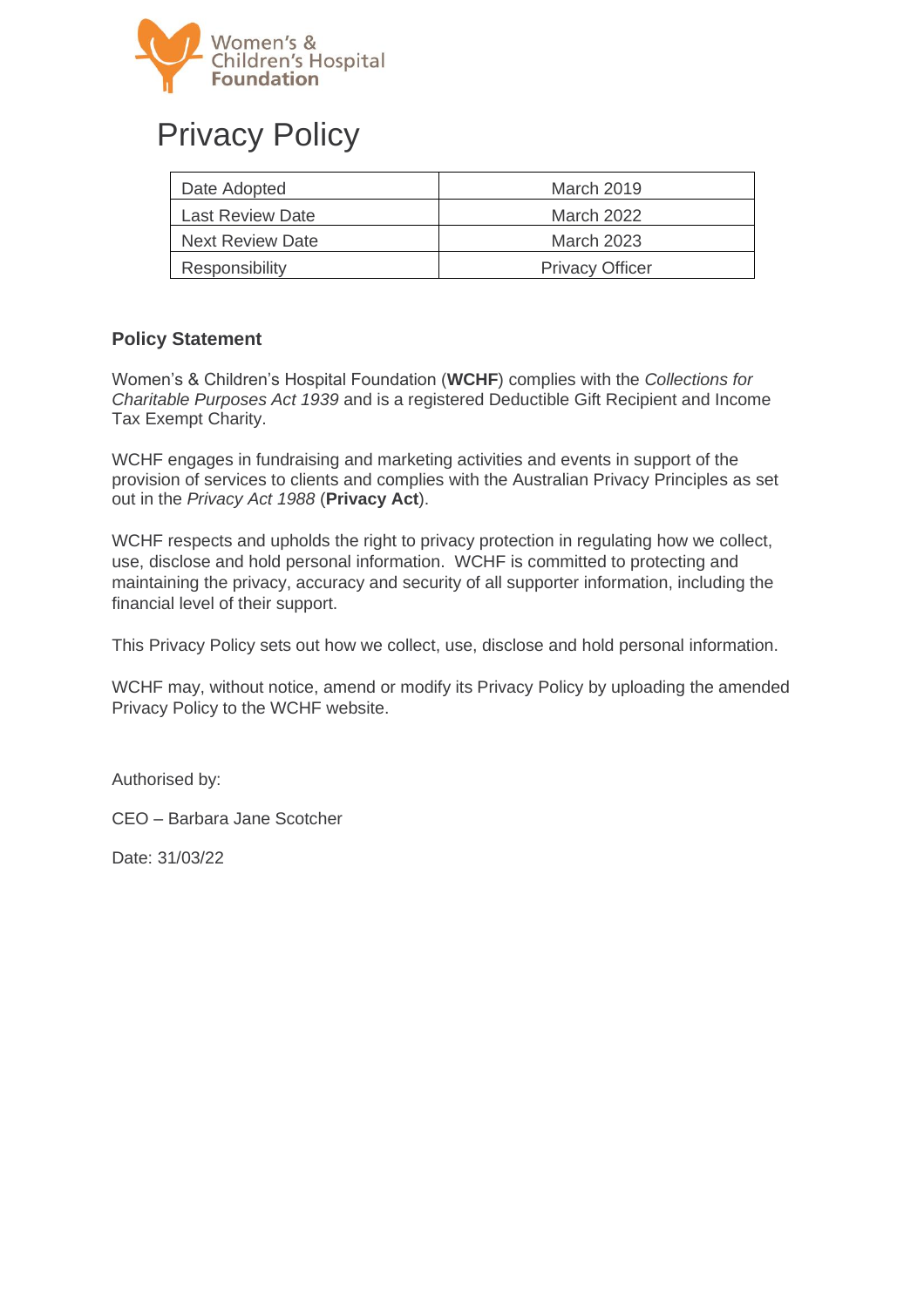Women's & Children's Hospital Foundation

# Privacy Policy

| Date Adopted | March 2019 |
| --- | --- |
| Last Review Date | March 2022 |
| Next Review Date | March 2023 |
| Responsibility | Privacy Officer |

## Policy Statement

Women's & Children's Hospital Foundation (**WCHF**) complies with the *Collections for Charitable Purposes Act 1939* and is a registered Deductible Gift Recipient and Income Tax Exempt Charity.

WCHF engages in fundraising and marketing activities and events in support of the provision of services to clients and complies with the Australian Privacy Principles as set out in the *Privacy Act 1988* (**Privacy Act**).

WCHF respects and upholds the right to privacy protection in regulating how we collect, use, disclose and hold personal information. WCHF is committed to protecting and maintaining the privacy, accuracy and security of all supporter information, including the financial level of their support.

This Privacy Policy sets out how we collect, use, disclose and hold personal information.

WCHF may, without notice, amend or modify its Privacy Policy by uploading the amended Privacy Policy to the WCHF website.

Authorised by:

CEO – Barbara Jane Scotcher

Date: 31/03/22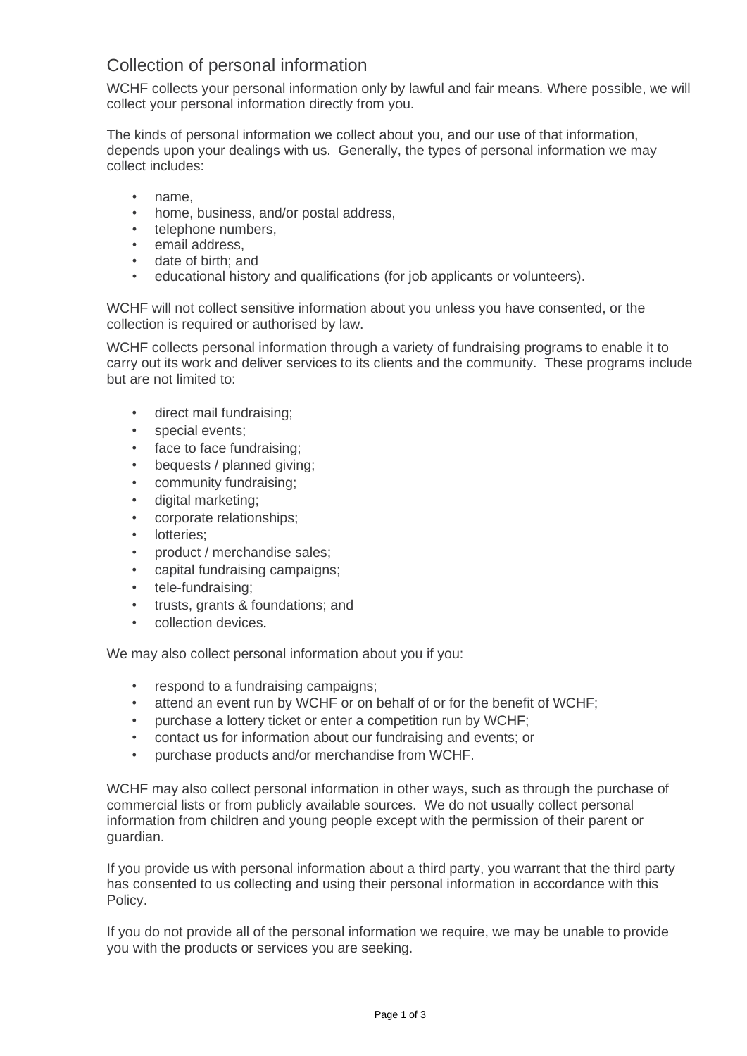## Collection of personal information

WCHF collects your personal information only by lawful and fair means. Where possible, we will collect your personal information directly from you.

The kinds of personal information we collect about you, and our use of that information, depends upon your dealings with us. Generally, the types of personal information we may collect includes:

- name,
- home, business, and/or postal address,
- telephone numbers,
- email address,
- date of birth; and
- educational history and qualifications (for job applicants or volunteers).

WCHF will not collect sensitive information about you unless you have consented, or the collection is required or authorised by law.

WCHF collects personal information through a variety of fundraising programs to enable it to carry out its work and deliver services to its clients and the community. These programs include but are not limited to:

- direct mail fundraising;
- special events;
- face to face fundraising;
- bequests / planned giving;
- community fundraising;
- digital marketing;
- corporate relationships;
- lotteries;
- product / merchandise sales;
- capital fundraising campaigns;
- tele-fundraising;
- trusts, grants & foundations; and
- collection devices.

We may also collect personal information about you if you:

- respond to a fundraising campaigns;
- attend an event run by WCHF or on behalf of or for the benefit of WCHF;
- purchase a lottery ticket or enter a competition run by WCHF;
- contact us for information about our fundraising and events; or
- purchase products and/or merchandise from WCHF.

WCHF may also collect personal information in other ways, such as through the purchase of commercial lists or from publicly available sources. We do not usually collect personal information from children and young people except with the permission of their parent or guardian.

If you provide us with personal information about a third party, you warrant that the third party has consented to us collecting and using their personal information in accordance with this Policy.

If you do not provide all of the personal information we require, we may be unable to provide you with the products or services you are seeking.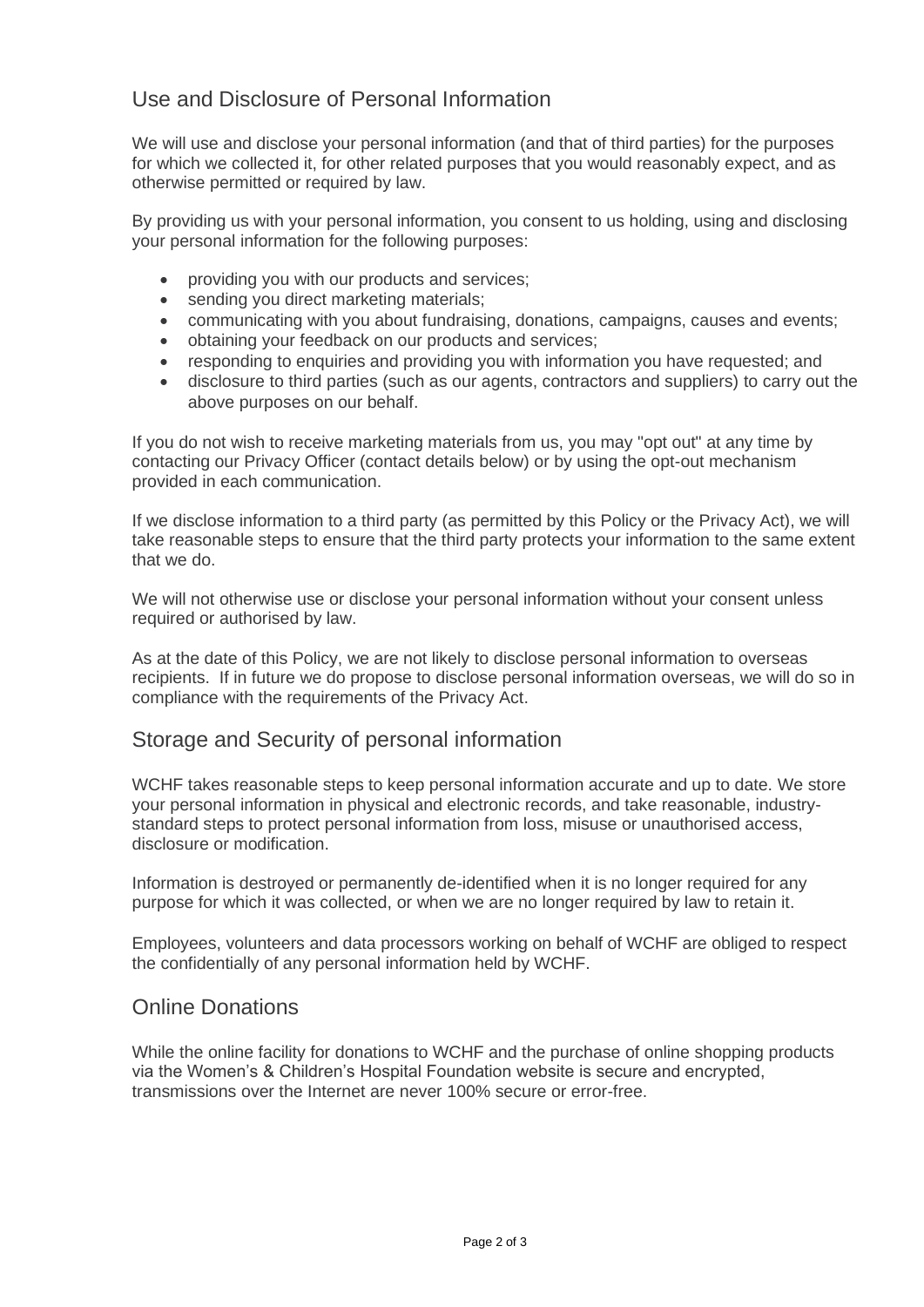## Use and Disclosure of Personal Information

We will use and disclose your personal information (and that of third parties) for the purposes for which we collected it, for other related purposes that you would reasonably expect, and as otherwise permitted or required by law.

By providing us with your personal information, you consent to us holding, using and disclosing your personal information for the following purposes:

- providing you with our products and services;
- sending you direct marketing materials;
- communicating with you about fundraising, donations, campaigns, causes and events;
- obtaining your feedback on our products and services;
- responding to enquiries and providing you with information you have requested; and
- disclosure to third parties (such as our agents, contractors and suppliers) to carry out the above purposes on our behalf.

If you do not wish to receive marketing materials from us, you may "opt out" at any time by contacting our Privacy Officer (contact details below) or by using the opt-out mechanism provided in each communication.

If we disclose information to a third party (as permitted by this Policy or the Privacy Act), we will take reasonable steps to ensure that the third party protects your information to the same extent that we do.

We will not otherwise use or disclose your personal information without your consent unless required or authorised by law.

As at the date of this Policy, we are not likely to disclose personal information to overseas recipients. If in future we do propose to disclose personal information overseas, we will do so in compliance with the requirements of the Privacy Act.

## Storage and Security of personal information

WCHF takes reasonable steps to keep personal information accurate and up to date. We store your personal information in physical and electronic records, and take reasonable, industry-standard steps to protect personal information from loss, misuse or unauthorised access, disclosure or modification.

Information is destroyed or permanently de-identified when it is no longer required for any purpose for which it was collected, or when we are no longer required by law to retain it.

Employees, volunteers and data processors working on behalf of WCHF are obliged to respect the confidentially of any personal information held by WCHF.

## Online Donations

While the online facility for donations to WCHF and the purchase of online shopping products via the Women's & Children's Hospital Foundation website is secure and encrypted, transmissions over the Internet are never 100% secure or error-free.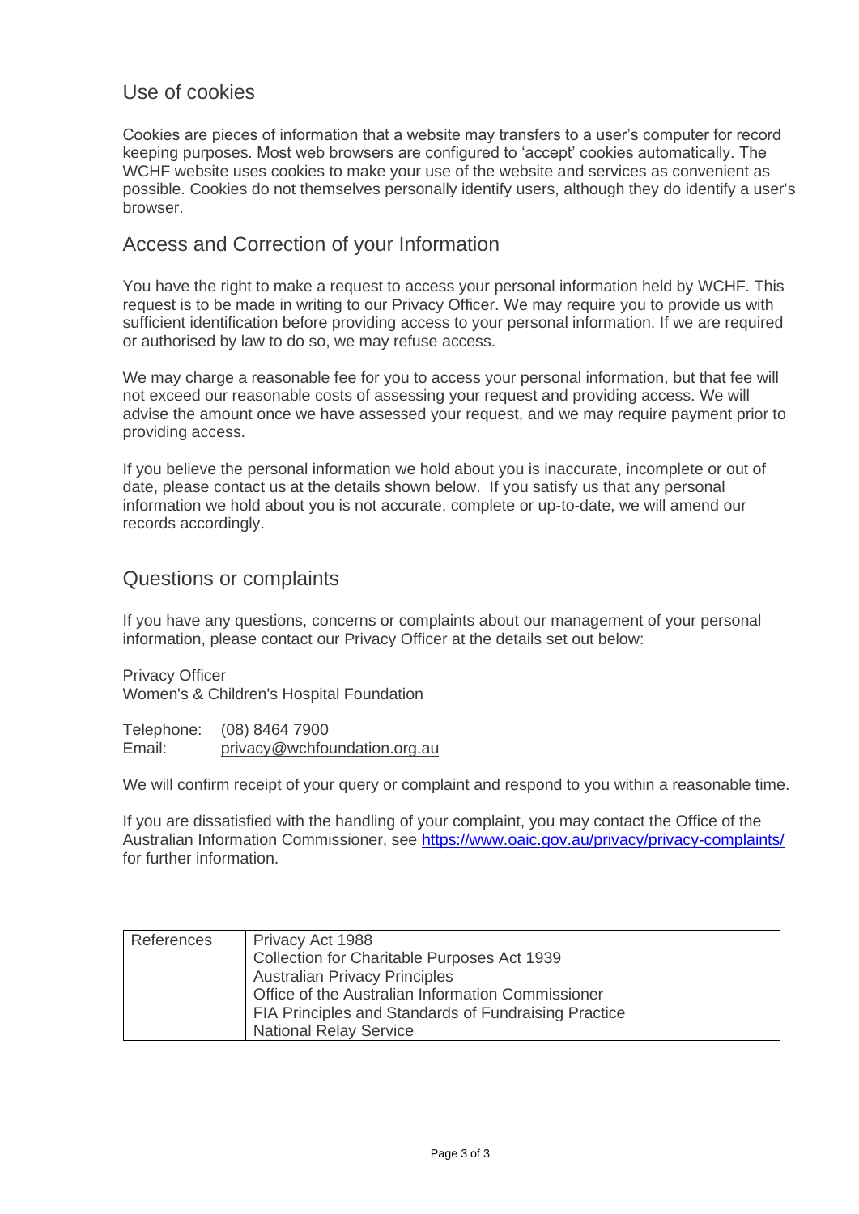## Use of cookies

Cookies are pieces of information that a website may transfers to a user's computer for record keeping purposes. Most web browsers are configured to 'accept' cookies automatically. The WCHF website uses cookies to make your use of the website and services as convenient as possible. Cookies do not themselves personally identify users, although they do identify a user's browser.

## Access and Correction of your Information

You have the right to make a request to access your personal information held by WCHF. This request is to be made in writing to our Privacy Officer. We may require you to provide us with sufficient identification before providing access to your personal information. If we are required or authorised by law to do so, we may refuse access.

We may charge a reasonable fee for you to access your personal information, but that fee will not exceed our reasonable costs of assessing your request and providing access. We will advise the amount once we have assessed your request, and we may require payment prior to providing access.

If you believe the personal information we hold about you is inaccurate, incomplete or out of date, please contact us at the details shown below. If you satisfy us that any personal information we hold about you is not accurate, complete or up-to-date, we will amend our records accordingly.

## Questions or complaints

If you have any questions, concerns or complaints about our management of your personal information, please contact our Privacy Officer at the details set out below:

Privacy Officer
Women's & Children's Hospital Foundation

Telephone: (08) 8464 7900
Email: privacy@wchfoundation.org.au

We will confirm receipt of your query or complaint and respond to you within a reasonable time.

If you are dissatisfied with the handling of your complaint, you may contact the Office of the Australian Information Commissioner, see https://www.oaic.gov.au/privacy/privacy-complaints/ for further information.

| | |
|---|---|
| References | Privacy Act 1988<br>Collection for Charitable Purposes Act 1939<br>Australian Privacy Principles<br>Office of the Australian Information Commissioner<br>FIA Principles and Standards of Fundraising Practice<br>National Relay Service |